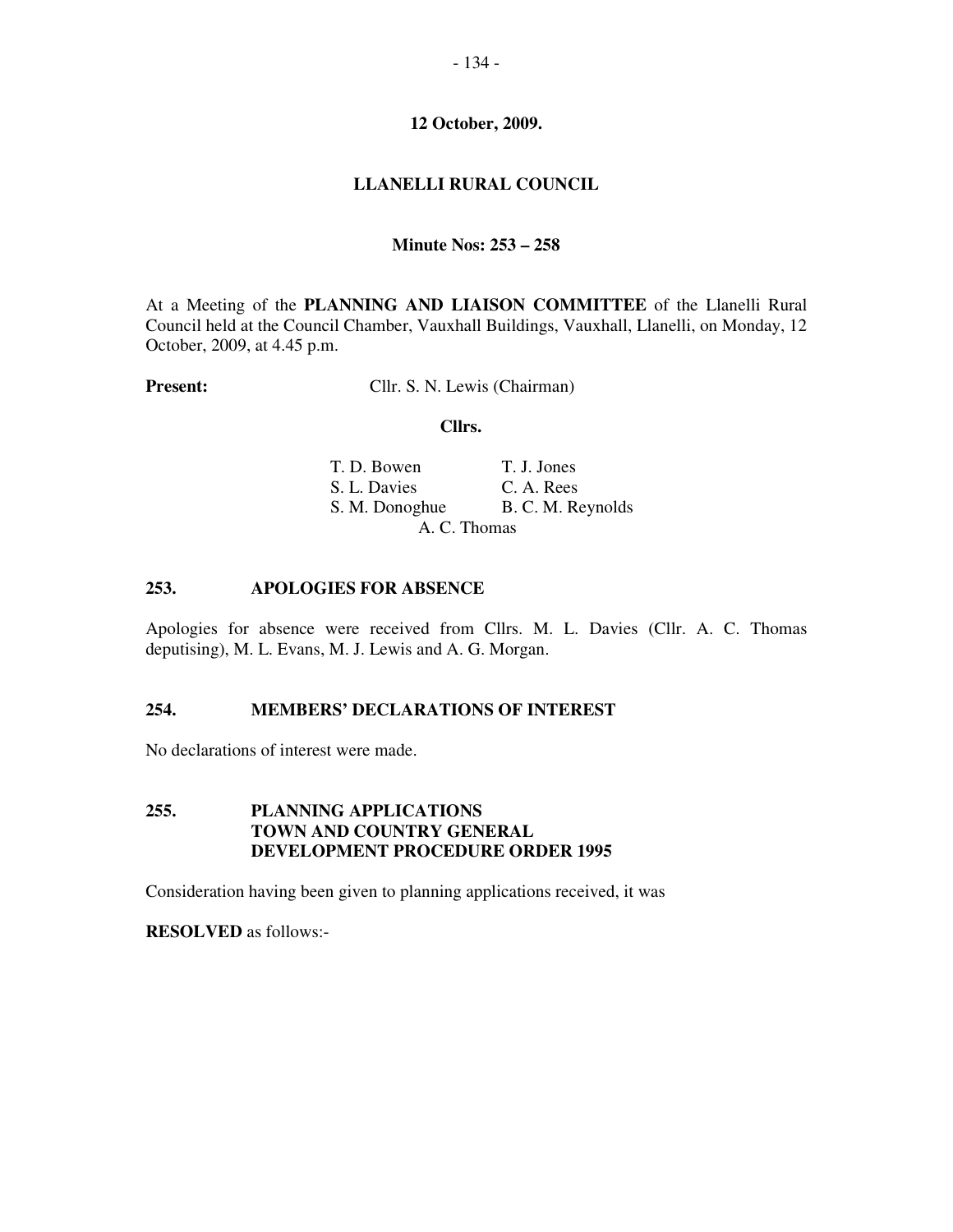**12 October, 2009.**

# LLANELLI RURAL COUNCIL

**Minute Nos: 253 – 258**

At a Meeting of the **PLANNING AND LIAISON COMMITTEE** of the Llanelli Rural Council held at the Council Chamber, Vauxhall Buildings, Vauxhall, Llanelli, on Monday, 12 October, 2009, at 4.45 p.m.

**Present:** Cllr. S. N. Lewis (Chairman)

**Cllrs.**

| | |
|---|---|
| T. D. Bowen | T. J. Jones |
| S. L. Davies | C. A. Rees |
| S. M. Donoghue | B. C. M. Reynolds |
| A. C. Thomas | |

## 253. APOLOGIES FOR ABSENCE

Apologies for absence were received from Cllrs. M. L. Davies (Cllr. A. C. Thomas deputising), M. L. Evans, M. J. Lewis and A. G. Morgan.

## 254. MEMBERS' DECLARATIONS OF INTEREST

No declarations of interest were made.

## 255. PLANNING APPLICATIONS TOWN AND COUNTRY GENERAL DEVELOPMENT PROCEDURE ORDER 1995

Consideration having been given to planning applications received, it was

**RESOLVED** as follows:-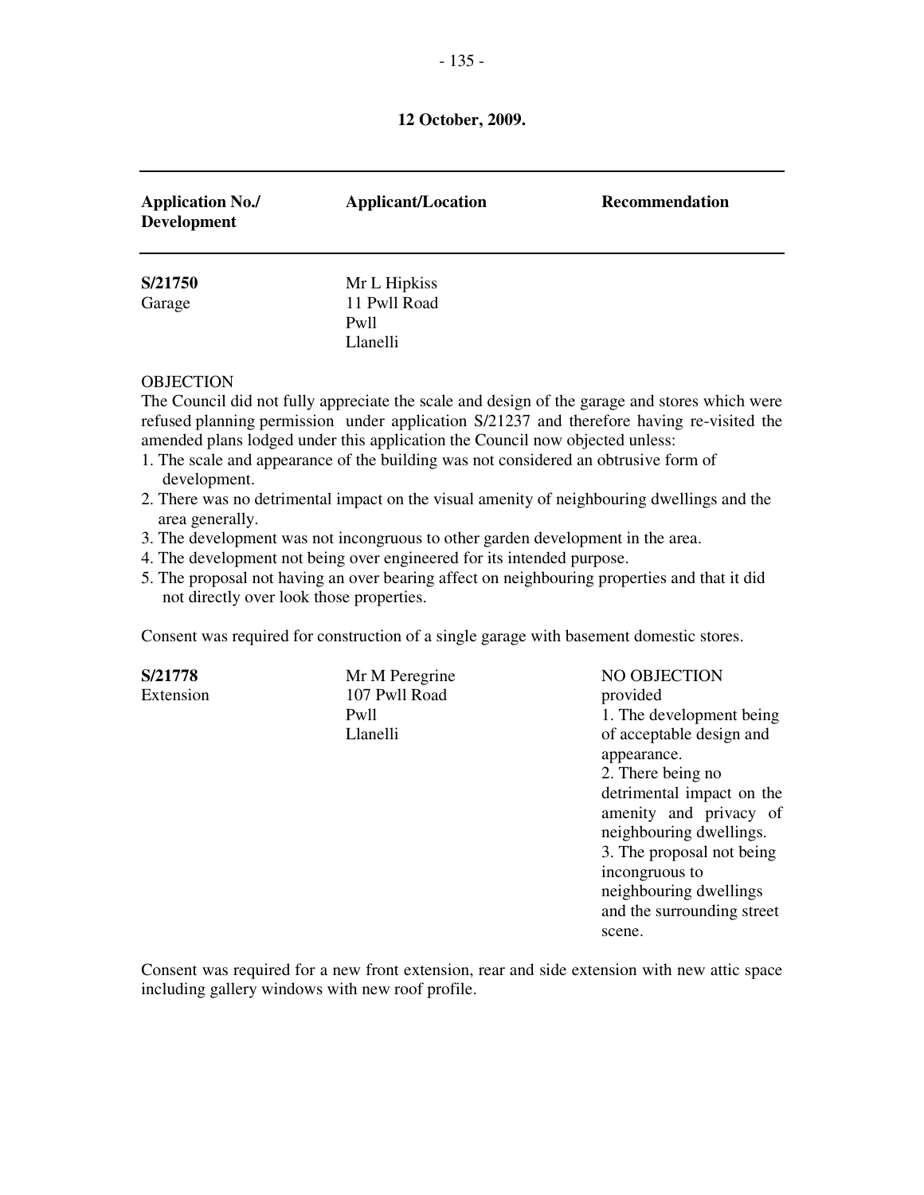**12 October, 2009.**

| Application No./ Development | Applicant/Location | Recommendation |
|---|---|---|
| **S/21750** Garage | Mr L Hipkiss 11 Pwll Road Pwll Llanelli | |

OBJECTION
The Council did not fully appreciate the scale and design of the garage and stores which were refused planning permission under application S/21237 and therefore having re-visited the amended plans lodged under this application the Council now objected unless:

1. The scale and appearance of the building was not considered an obtrusive form of development.
2. There was no detrimental impact on the visual amenity of neighbouring dwellings and the area generally.
3. The development was not incongruous to other garden development in the area.
4. The development not being over engineered for its intended purpose.
5. The proposal not having an over bearing affect on neighbouring properties and that it did not directly over look those properties.

Consent was required for construction of a single garage with basement domestic stores.

| | | |
|---|---|---|
| **S/21778** Extension | Mr M Peregrine 107 Pwll Road Pwll Llanelli | NO OBJECTION provided 1. The development being of acceptable design and appearance. 2. There being no detrimental impact on the amenity and privacy of neighbouring dwellings. 3. The proposal not being incongruous to neighbouring dwellings and the surrounding street scene. |

Consent was required for a new front extension, rear and side extension with new attic space including gallery windows with new roof profile.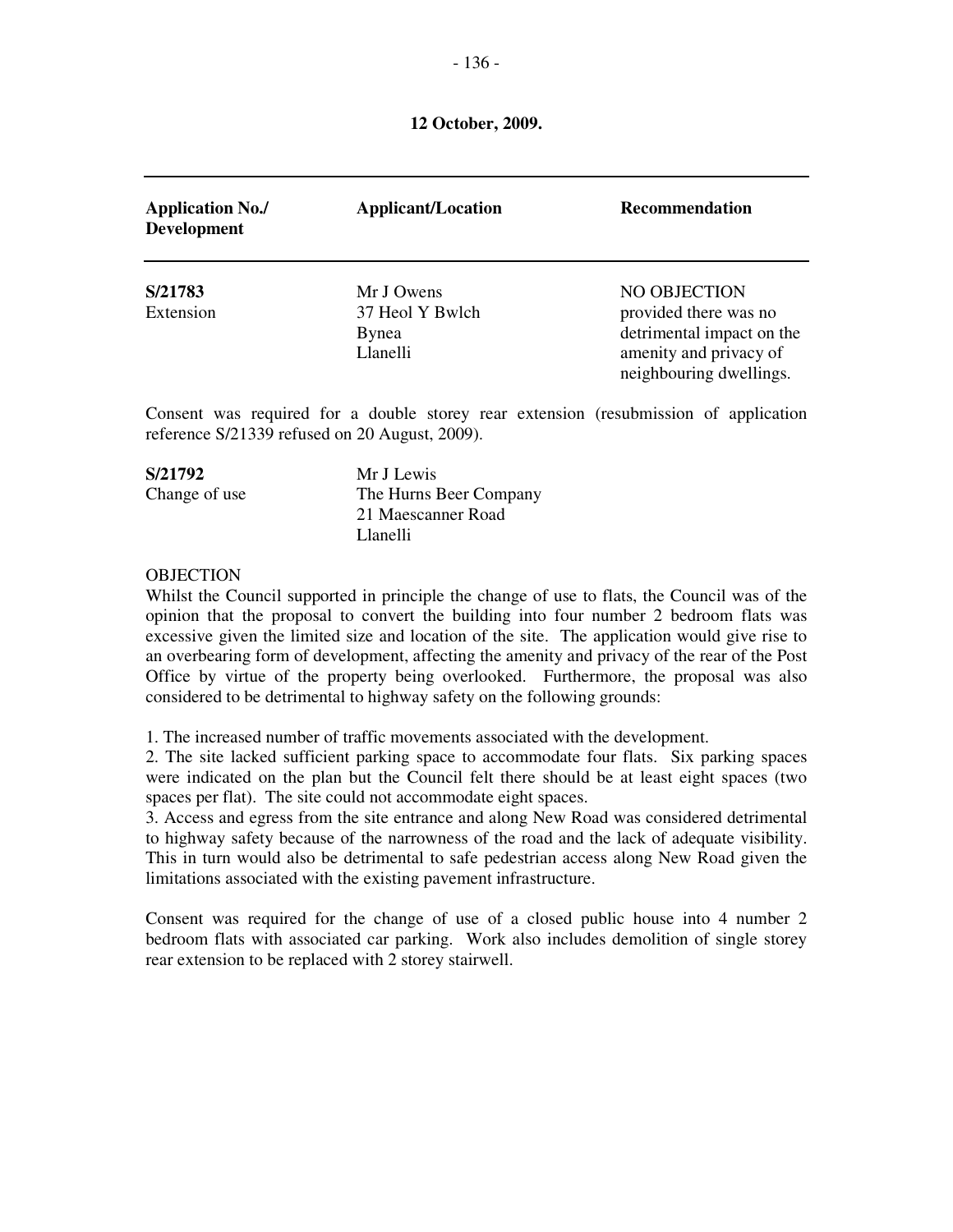**12 October, 2009.**

| Application No./ Development | Applicant/Location | Recommendation |
|---|---|---|
| **S/21783**<br>Extension | Mr J Owens<br>37 Heol Y Bwlch<br>Bynea<br>Llanelli | NO OBJECTION provided there was no detrimental impact on the amenity and privacy of neighbouring dwellings. |

Consent was required for a double storey rear extension (resubmission of application reference S/21339 refused on 20 August, 2009).

| | | |
|---|---|---|
| **S/21792**<br>Change of use | Mr J Lewis<br>The Hurns Beer Company<br>21 Maescanner Road<br>Llanelli | |

OBJECTION
Whilst the Council supported in principle the change of use to flats, the Council was of the opinion that the proposal to convert the building into four number 2 bedroom flats was excessive given the limited size and location of the site. The application would give rise to an overbearing form of development, affecting the amenity and privacy of the rear of the Post Office by virtue of the property being overlooked. Furthermore, the proposal was also considered to be detrimental to highway safety on the following grounds:

1. The increased number of traffic movements associated with the development.
2. The site lacked sufficient parking space to accommodate four flats. Six parking spaces were indicated on the plan but the Council felt there should be at least eight spaces (two spaces per flat). The site could not accommodate eight spaces.
3. Access and egress from the site entrance and along New Road was considered detrimental to highway safety because of the narrowness of the road and the lack of adequate visibility. This in turn would also be detrimental to safe pedestrian access along New Road given the limitations associated with the existing pavement infrastructure.

Consent was required for the change of use of a closed public house into 4 number 2 bedroom flats with associated car parking. Work also includes demolition of single storey rear extension to be replaced with 2 storey stairwell.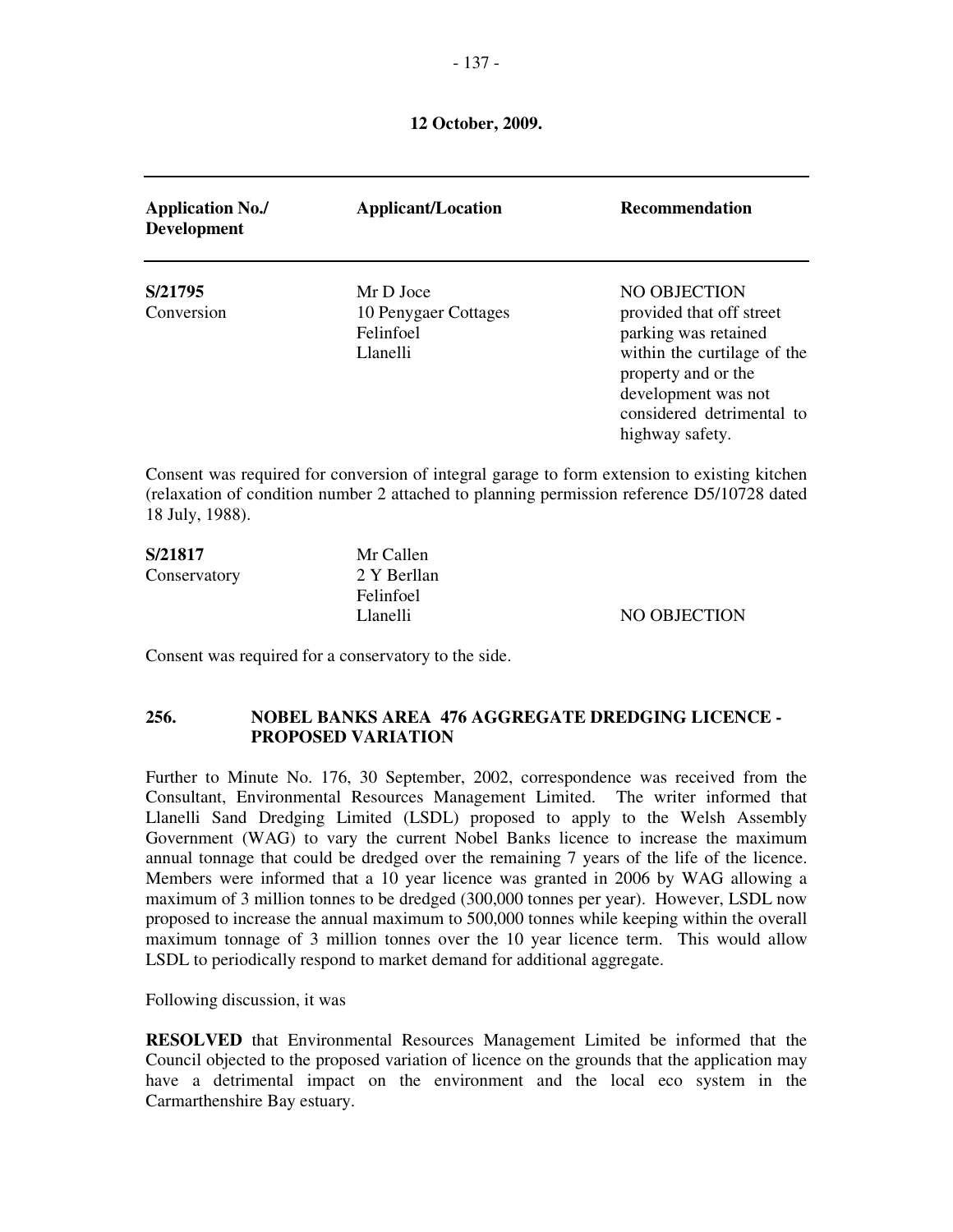**12 October, 2009.**

| Application No./ Development | Applicant/Location | Recommendation |
|---|---|---|
| **S/21795** Conversion | Mr D Joce 10 Penygaer Cottages Felinfoel Llanelli | NO OBJECTION provided that off street parking was retained within the curtilage of the property and or the development was not considered detrimental to highway safety. |

Consent was required for conversion of integral garage to form extension to existing kitchen (relaxation of condition number 2 attached to planning permission reference D5/10728 dated 18 July, 1988).

| | | |
|---|---|---|
| **S/21817** Conservatory | Mr Callen 2 Y Berllan Felinfoel Llanelli | NO OBJECTION |

Consent was required for a conservatory to the side.

**256. NOBEL BANKS AREA 476 AGGREGATE DREDGING LICENCE - PROPOSED VARIATION**

Further to Minute No. 176, 30 September, 2002, correspondence was received from the Consultant, Environmental Resources Management Limited. The writer informed that Llanelli Sand Dredging Limited (LSDL) proposed to apply to the Welsh Assembly Government (WAG) to vary the current Nobel Banks licence to increase the maximum annual tonnage that could be dredged over the remaining 7 years of the life of the licence. Members were informed that a 10 year licence was granted in 2006 by WAG allowing a maximum of 3 million tonnes to be dredged (300,000 tonnes per year). However, LSDL now proposed to increase the annual maximum to 500,000 tonnes while keeping within the overall maximum tonnage of 3 million tonnes over the 10 year licence term. This would allow LSDL to periodically respond to market demand for additional aggregate.

Following discussion, it was

**RESOLVED** that Environmental Resources Management Limited be informed that the Council objected to the proposed variation of licence on the grounds that the application may have a detrimental impact on the environment and the local eco system in the Carmarthenshire Bay estuary.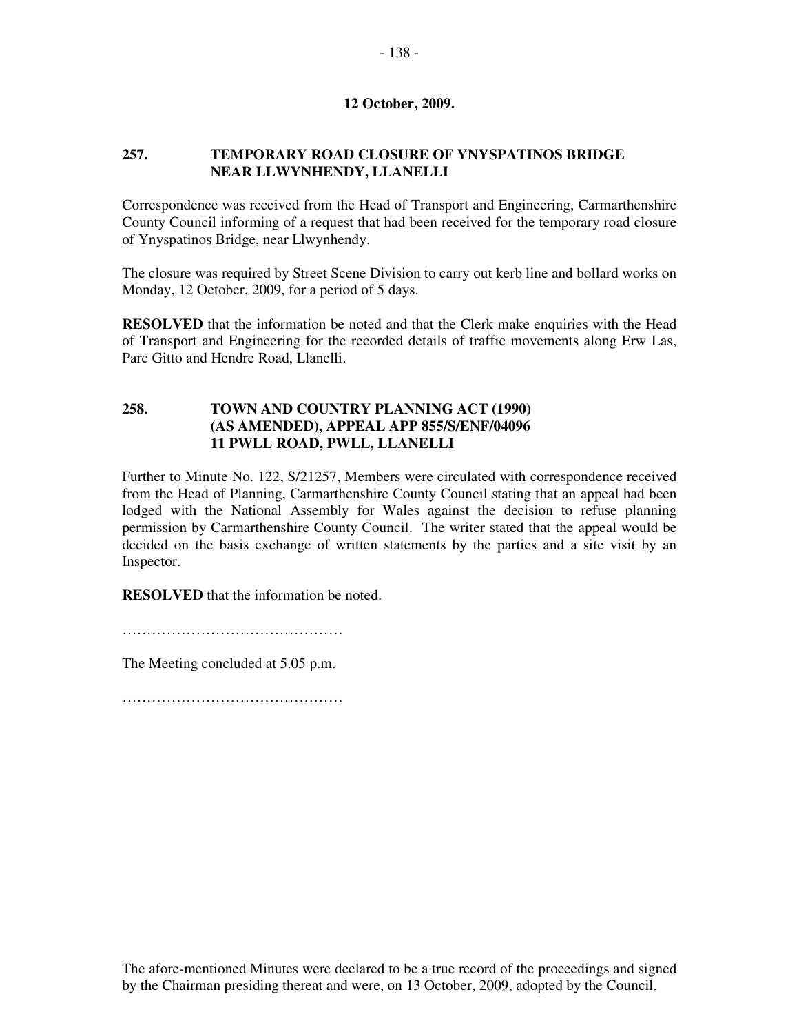**12 October, 2009.**

## 257. TEMPORARY ROAD CLOSURE OF YNYSPATINOS BRIDGE NEAR LLWYNHENDY, LLANELLI

Correspondence was received from the Head of Transport and Engineering, Carmarthenshire County Council informing of a request that had been received for the temporary road closure of Ynyspatinos Bridge, near Llwynhendy.

The closure was required by Street Scene Division to carry out kerb line and bollard works on Monday, 12 October, 2009, for a period of 5 days.

**RESOLVED** that the information be noted and that the Clerk make enquiries with the Head of Transport and Engineering for the recorded details of traffic movements along Erw Las, Parc Gitto and Hendre Road, Llanelli.

## 258. TOWN AND COUNTRY PLANNING ACT (1990) (AS AMENDED), APPEAL APP 855/S/ENF/04096 11 PWLL ROAD, PWLL, LLANELLI

Further to Minute No. 122, S/21257, Members were circulated with correspondence received from the Head of Planning, Carmarthenshire County Council stating that an appeal had been lodged with the National Assembly for Wales against the decision to refuse planning permission by Carmarthenshire County Council. The writer stated that the appeal would be decided on the basis exchange of written statements by the parties and a site visit by an Inspector.

**RESOLVED** that the information be noted.

………………………………………

The Meeting concluded at 5.05 p.m.

………………………………………

The afore-mentioned Minutes were declared to be a true record of the proceedings and signed by the Chairman presiding thereat and were, on 13 October, 2009, adopted by the Council.